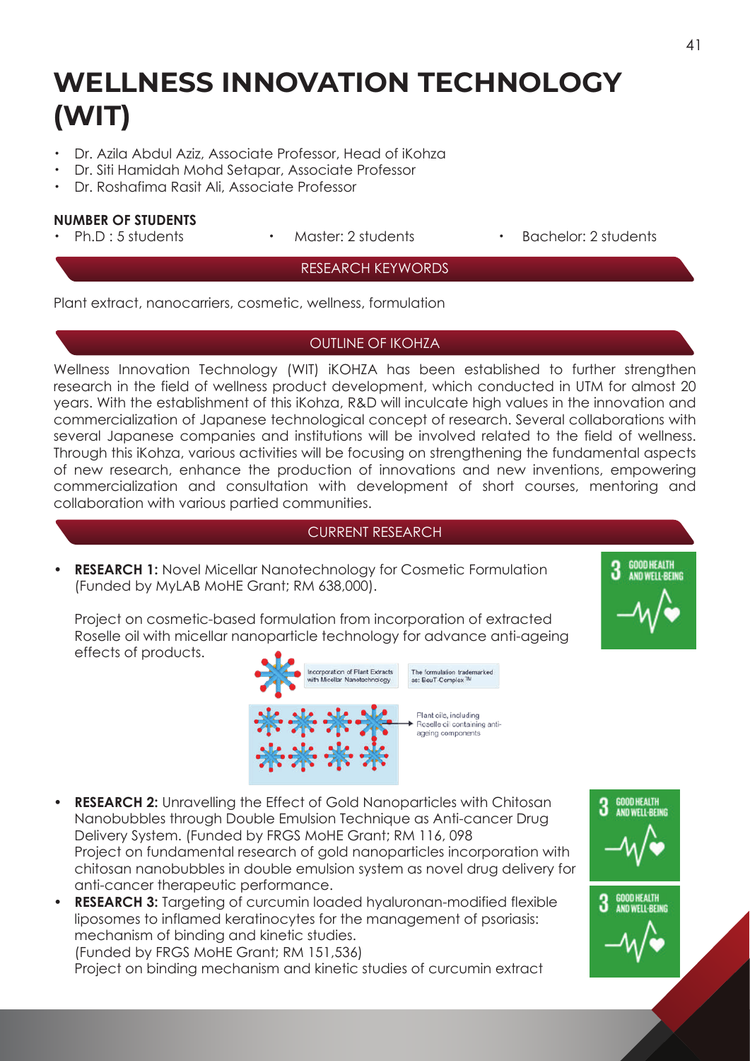# WELLNESS INNOVATION TECHNOLOGY (WIT)

- Dr. Azila Abdul Aziz, Associate Professor, Head of iKohza
- Dr. Siti Hamidah Mohd Setapar, Associate Professor
- Dr. Roshafima Rasit Ali, Associate Professor

**NUMBER OF STUDENTS**

- Ph.D : 5 students
- Master: 2 students
- Bachelor: 2 students

## RESEARCH KEYWORDS

Plant extract, nanocarriers, cosmetic, wellness, formulation

## OUTLINE OF IKOHZA

Wellness Innovation Technology (WIT) iKOHZA has been established to further strengthen research in the field of wellness product development, which conducted in UTM for almost 20 years. With the establishment of this iKohza, R&D will inculcate high values in the innovation and commercialization of Japanese technological concept of research. Several collaborations with several Japanese companies and institutions will be involved related to the field of wellness. Through this iKohza, various activities will be focusing on strengthening the fundamental aspects of new research, enhance the production of innovations and new inventions, empowering commercialization and consultation with development of short courses, mentoring and collaboration with various partied communities.

## CURRENT RESEARCH

- **RESEARCH 1:** Novel Micellar Nanotechnology for Cosmetic Formulation (Funded by MyLAB MoHE Grant; RM 638,000).

  Project on cosmetic-based formulation from incorporation of extracted Roselle oil with micellar nanoparticle technology for advance anti-ageing effects of products.

- **RESEARCH 2:** Unravelling the Effect of Gold Nanoparticles with Chitosan Nanobubbles through Double Emulsion Technique as Anti-cancer Drug Delivery System. (Funded by FRGS MoHE Grant; RM 116, 098
  Project on fundamental research of gold nanoparticles incorporation with chitosan nanobubbles in double emulsion system as novel drug delivery for anti-cancer therapeutic performance.
- **RESEARCH 3:** Targeting of curcumin loaded hyaluronan-modified flexible liposomes to inflamed keratinocytes for the management of psoriasis: mechanism of binding and kinetic studies.
  (Funded by FRGS MoHE Grant; RM 151,536)
  Project on binding mechanism and kinetic studies of curcumin extract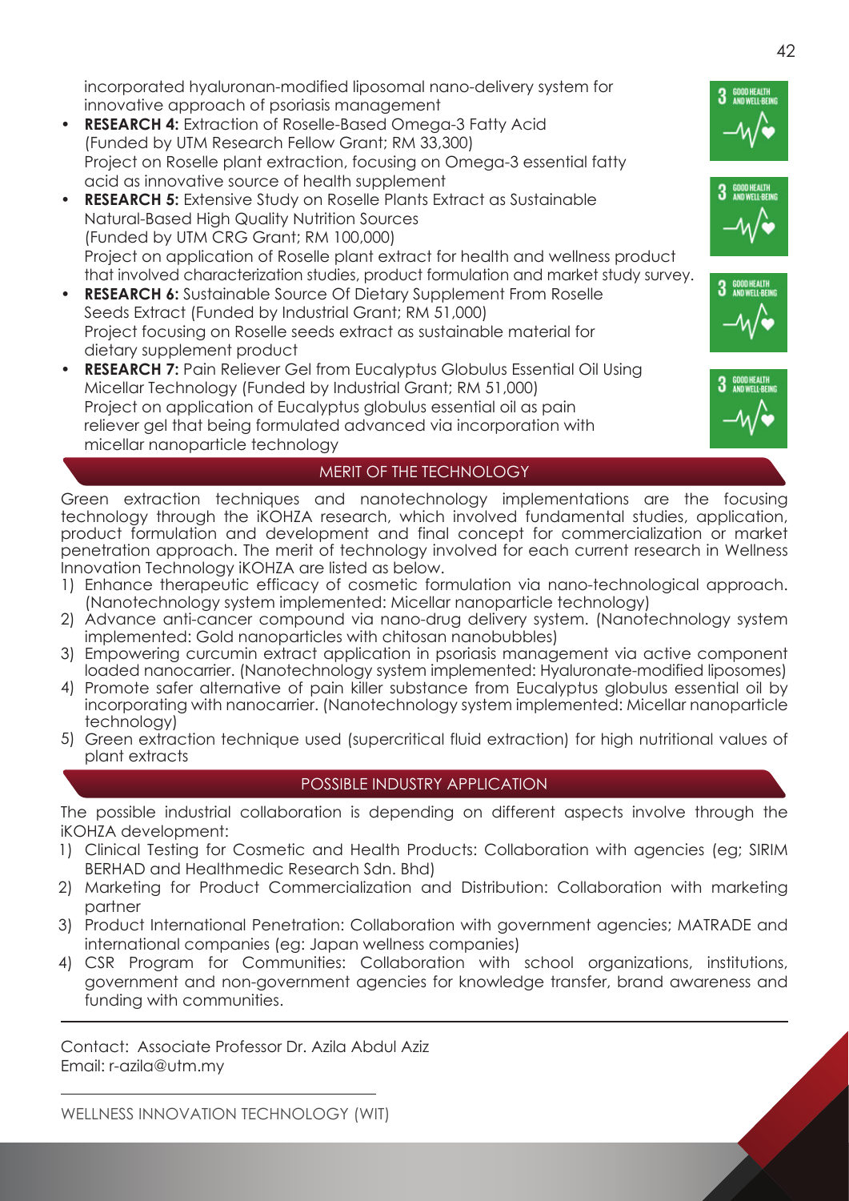incorporated hyaluronan-modified liposomal nano-delivery system for innovative approach of psoriasis management

- **RESEARCH 4:** Extraction of Roselle-Based Omega-3 Fatty Acid (Funded by UTM Research Fellow Grant; RM 33,300)
  Project on Roselle plant extraction, focusing on Omega-3 essential fatty acid as innovative source of health supplement
- **RESEARCH 5:** Extensive Study on Roselle Plants Extract as Sustainable Natural-Based High Quality Nutrition Sources (Funded by UTM CRG Grant; RM 100,000)
  Project on application of Roselle plant extract for health and wellness product that involved characterization studies, product formulation and market study survey.
- **RESEARCH 6:** Sustainable Source Of Dietary Supplement From Roselle Seeds Extract (Funded by Industrial Grant; RM 51,000)
  Project focusing on Roselle seeds extract as sustainable material for dietary supplement product
- **RESEARCH 7:** Pain Reliever Gel from Eucalyptus Globulus Essential Oil Using Micellar Technology (Funded by Industrial Grant; RM 51,000)
  Project on application of Eucalyptus globulus essential oil as pain reliever gel that being formulated advanced via incorporation with micellar nanoparticle technology

## MERIT OF THE TECHNOLOGY

Green extraction techniques and nanotechnology implementations are the focusing technology through the iKOHZA research, which involved fundamental studies, application, product formulation and development and final concept for commercialization or market penetration approach. The merit of technology involved for each current research in Wellness Innovation Technology iKOHZA are listed as below.

1) Enhance therapeutic efficacy of cosmetic formulation via nano-technological approach. (Nanotechnology system implemented: Micellar nanoparticle technology)
2) Advance anti-cancer compound via nano-drug delivery system. (Nanotechnology system implemented: Gold nanoparticles with chitosan nanobubbles)
3) Empowering curcumin extract application in psoriasis management via active component loaded nanocarrier. (Nanotechnology system implemented: Hyaluronate-modified liposomes)
4) Promote safer alternative of pain killer substance from Eucalyptus globulus essential oil by incorporating with nanocarrier. (Nanotechnology system implemented: Micellar nanoparticle technology)
5) Green extraction technique used (supercritical fluid extraction) for high nutritional values of plant extracts

## POSSIBLE INDUSTRY APPLICATION

The possible industrial collaboration is depending on different aspects involve through the iKOHZA development:

1) Clinical Testing for Cosmetic and Health Products: Collaboration with agencies (eg; SIRIM BERHAD and Healthmedic Research Sdn. Bhd)
2) Marketing for Product Commercialization and Distribution: Collaboration with marketing partner
3) Product International Penetration: Collaboration with government agencies; MATRADE and international companies (eg: Japan wellness companies)
4) CSR Program for Communities: Collaboration with school organizations, institutions, government and non-government agencies for knowledge transfer, brand awareness and funding with communities.

---

Contact: Associate Professor Dr. Azila Abdul Aziz
Email: r-azila@utm.my

WELLNESS INNOVATION TECHNOLOGY (WIT)